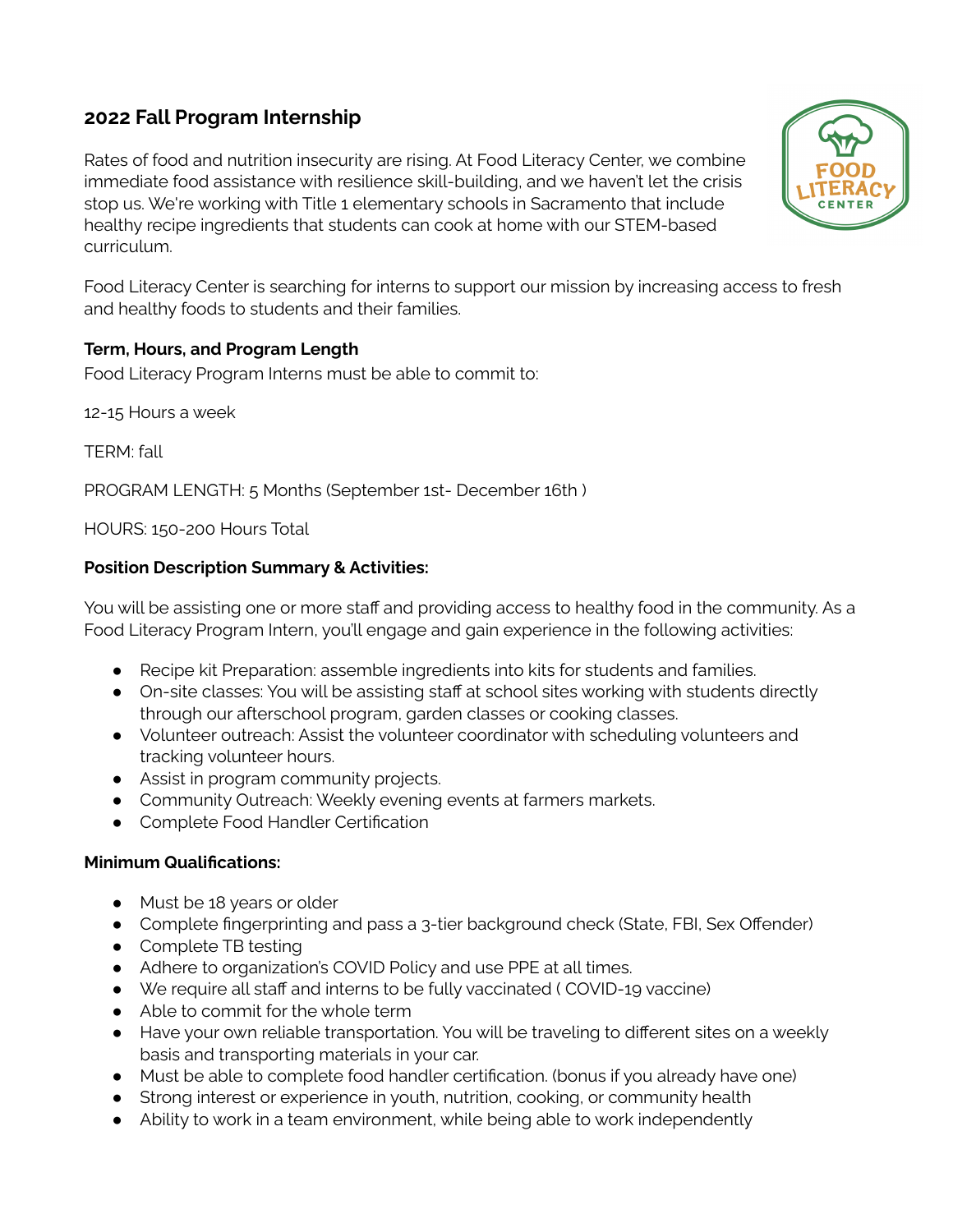## 2022 Fall Program Internship

Rates of food and nutrition insecurity are rising. At Food Literacy Center, we combine immediate food assistance with resilience skill-building, and we haven't let the crisis stop us. We're working with Title 1 elementary schools in Sacramento that include healthy recipe ingredients that students can cook at home with our STEM-based curriculum.

Food Literacy Center is searching for interns to support our mission by increasing access to fresh and healthy foods to students and their families.

**Term, Hours, and Program Length**

Food Literacy Program Interns must be able to commit to:

12-15 Hours a week

TERM: fall

PROGRAM LENGTH: 5 Months (September 1st- December 16th )

HOURS: 150-200 Hours Total

**Position Description Summary & Activities:**

You will be assisting one or more staff and providing access to healthy food in the community. As a Food Literacy Program Intern, you'll engage and gain experience in the following activities:

- Recipe kit Preparation: assemble ingredients into kits for students and families.
- On-site classes: You will be assisting staff at school sites working with students directly through our afterschool program, garden classes or cooking classes.
- Volunteer outreach: Assist the volunteer coordinator with scheduling volunteers and tracking volunteer hours.
- Assist in program community projects.
- Community Outreach: Weekly evening events at farmers markets.
- Complete Food Handler Certification

**Minimum Qualifications:**

- Must be 18 years or older
- Complete fingerprinting and pass a 3-tier background check (State, FBI, Sex Offender)
- Complete TB testing
- Adhere to organization's COVID Policy and use PPE at all times.
- We require all staff and interns to be fully vaccinated ( COVID-19 vaccine)
- Able to commit for the whole term
- Have your own reliable transportation. You will be traveling to different sites on a weekly basis and transporting materials in your car.
- Must be able to complete food handler certification. (bonus if you already have one)
- Strong interest or experience in youth, nutrition, cooking, or community health
- Ability to work in a team environment, while being able to work independently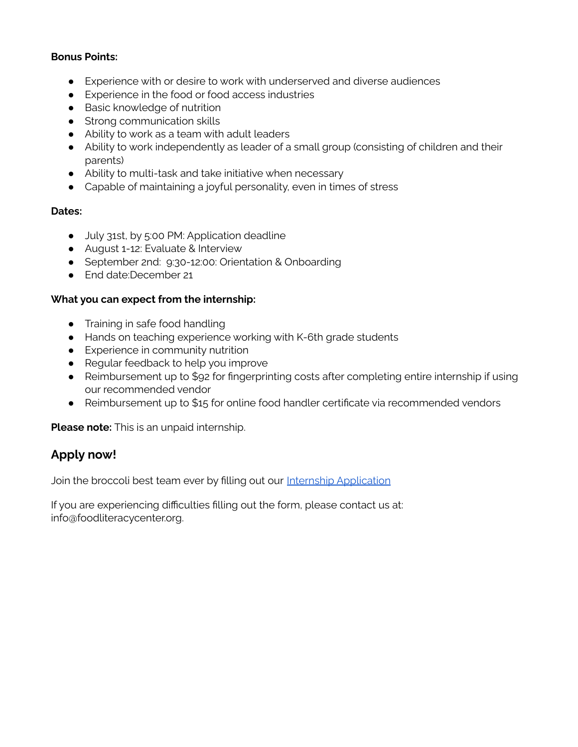**Bonus Points:**

- Experience with or desire to work with underserved and diverse audiences
- Experience in the food or food access industries
- Basic knowledge of nutrition
- Strong communication skills
- Ability to work as a team with adult leaders
- Ability to work independently as leader of a small group (consisting of children and their parents)
- Ability to multi-task and take initiative when necessary
- Capable of maintaining a joyful personality, even in times of stress

**Dates:**

- July 31st, by 5:00 PM: Application deadline
- August 1-12: Evaluate & Interview
- September 2nd: 9:30-12:00: Orientation & Onboarding
- End date:December 21

**What you can expect from the internship:**

- Training in safe food handling
- Hands on teaching experience working with K-6th grade students
- Experience in community nutrition
- Regular feedback to help you improve
- Reimbursement up to $92 for fingerprinting costs after completing entire internship if using our recommended vendor
- Reimbursement up to $15 for online food handler certificate via recommended vendors

**Please note:** This is an unpaid internship.

## Apply now!

Join the broccoli best team ever by filling out our Internship Application

If you are experiencing difficulties filling out the form, please contact us at: info@foodliteracycenter.org.